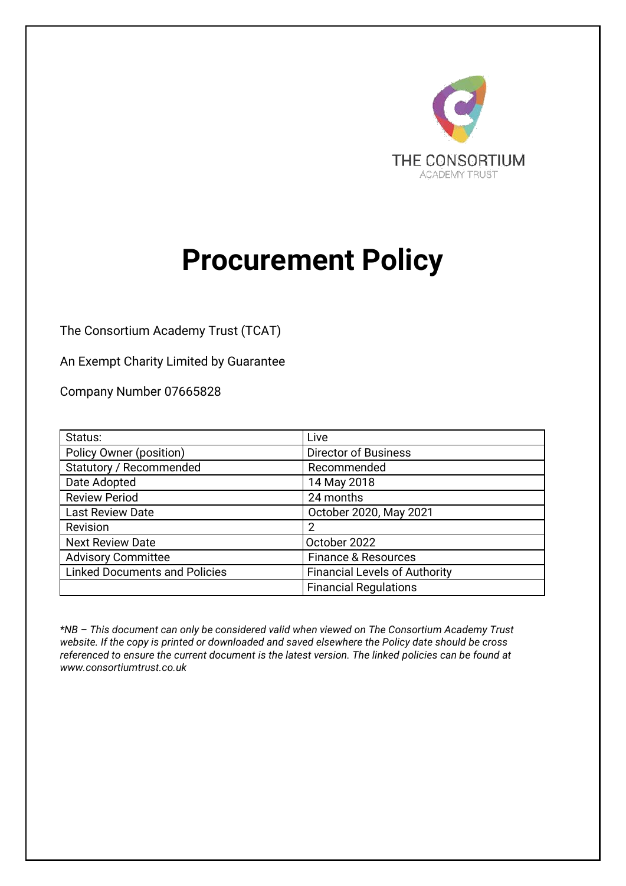THE CONSORTIUM

ACADEMY TRUST

# Procurement Policy

The Consortium Academy Trust (TCAT)

An Exempt Charity Limited by Guarantee

Company Number 07665828

| Status: | Live |
|---|---|
| Policy Owner (position) | Director of Business |
| Statutory / Recommended | Recommended |
| Date Adopted | 14 May 2018 |
| Review Period | 24 months |
| Last Review Date | October 2020, May 2021 |
| Revision | 2 |
| Next Review Date | October 2022 |
| Advisory Committee | Finance & Resources |
| Linked Documents and Policies | Financial Levels of Authority |
| | Financial Regulations |

*\*NB – This document can only be considered valid when viewed on The Consortium Academy Trust website. If the copy is printed or downloaded and saved elsewhere the Policy date should be cross referenced to ensure the current document is the latest version. The linked policies can be found at www.consortiumtrust.co.uk*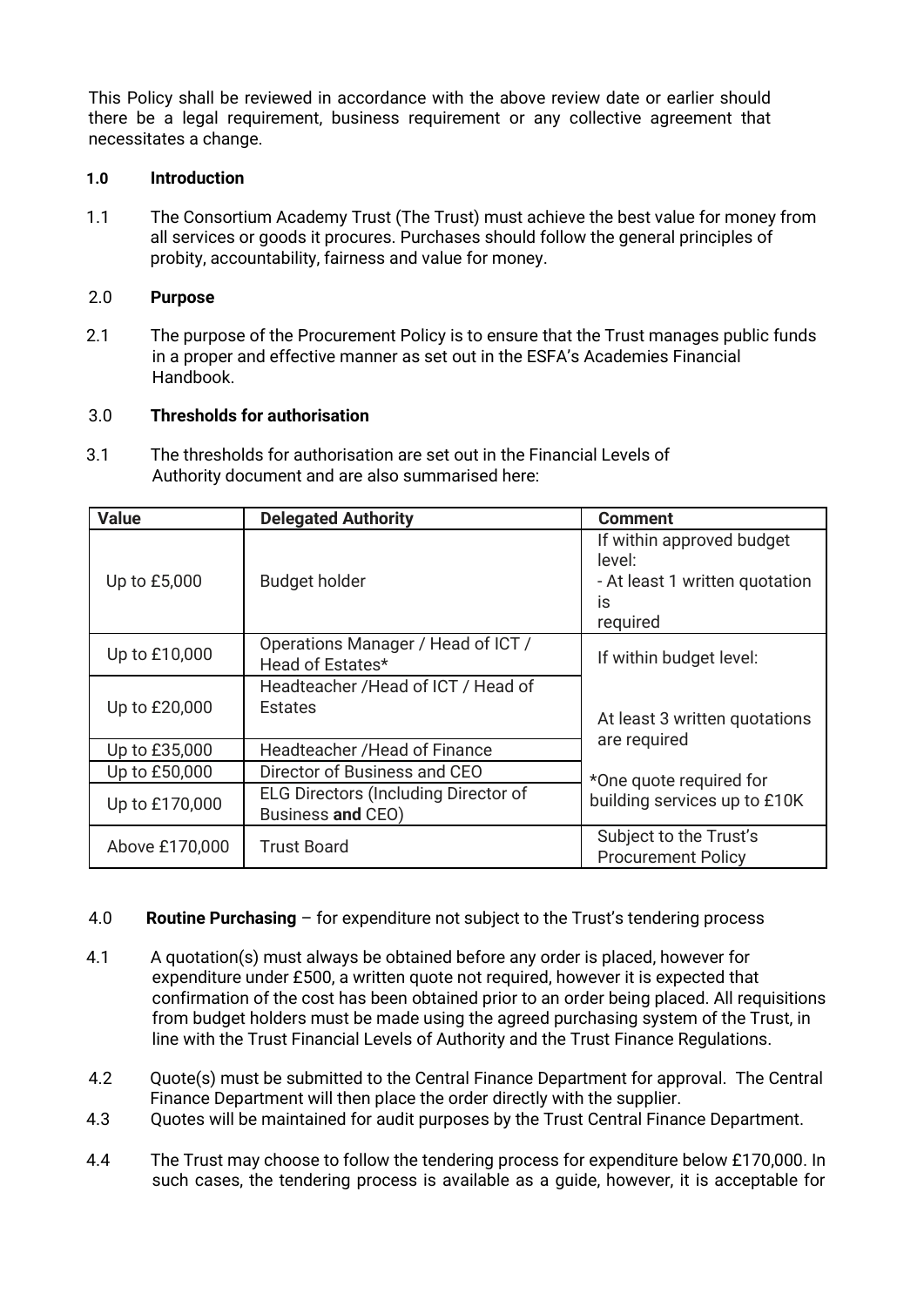This Policy shall be reviewed in accordance with the above review date or earlier should there be a legal requirement, business requirement or any collective agreement that necessitates a change.

## 1.0 Introduction

1.1 The Consortium Academy Trust (The Trust) must achieve the best value for money from all services or goods it procures. Purchases should follow the general principles of probity, accountability, fairness and value for money.

## 2.0 Purpose

2.1 The purpose of the Procurement Policy is to ensure that the Trust manages public funds in a proper and effective manner as set out in the ESFA's Academies Financial Handbook.

## 3.0 Thresholds for authorisation

3.1 The thresholds for authorisation are set out in the Financial Levels of Authority document and are also summarised here:

| Value | Delegated Authority | Comment |
|---|---|---|
| Up to £5,000 | Budget holder | If within approved budget level:<br>- At least 1 written quotation is required |
| Up to £10,000 | Operations Manager / Head of ICT / Head of Estates* | If within budget level:<br><br>At least 3 written quotations are required<br><br>*One quote required for building services up to £10K |
| Up to £20,000 | Headteacher /Head of ICT / Head of Estates | |
| Up to £35,000 | Headteacher /Head of Finance | |
| Up to £50,000 | Director of Business and CEO | |
| Up to £170,000 | ELG Directors (Including Director of Business **and** CEO) | |
| Above £170,000 | Trust Board | Subject to the Trust's Procurement Policy |

## 4.0 Routine Purchasing – for expenditure not subject to the Trust's tendering process

4.1 A quotation(s) must always be obtained before any order is placed, however for expenditure under £500, a written quote not required, however it is expected that confirmation of the cost has been obtained prior to an order being placed. All requisitions from budget holders must be made using the agreed purchasing system of the Trust, in line with the Trust Financial Levels of Authority and the Trust Finance Regulations.

4.2 Quote(s) must be submitted to the Central Finance Department for approval. The Central Finance Department will then place the order directly with the supplier.

4.3 Quotes will be maintained for audit purposes by the Trust Central Finance Department.

4.4 The Trust may choose to follow the tendering process for expenditure below £170,000. In such cases, the tendering process is available as a guide, however, it is acceptable for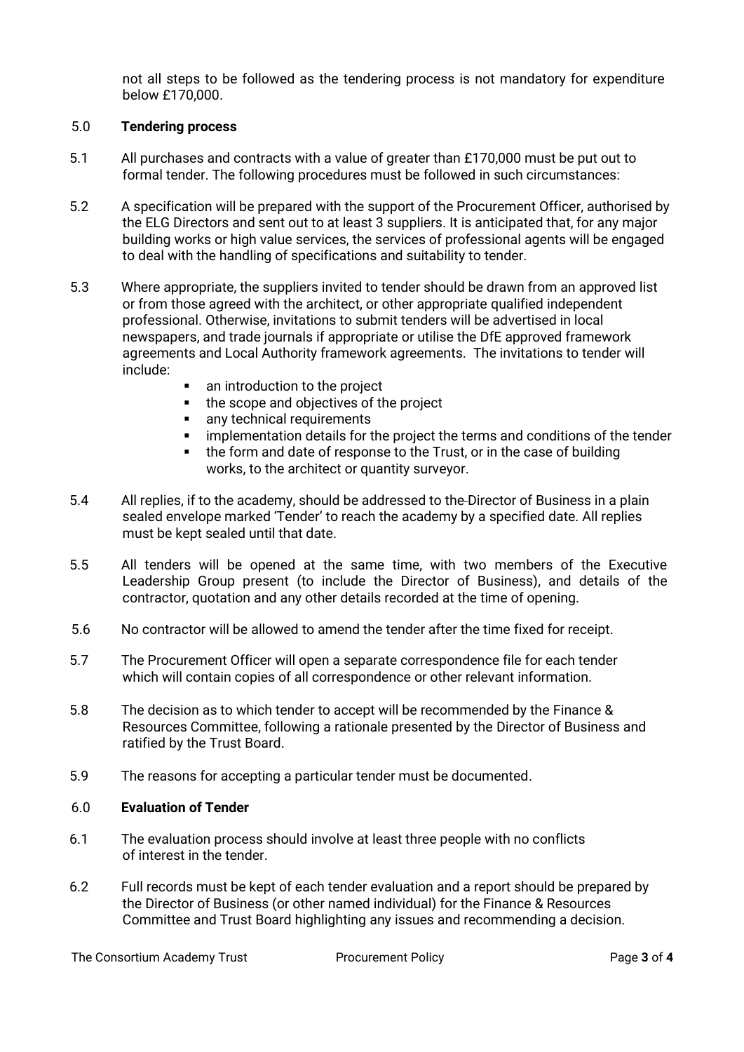not all steps to be followed as the tendering process is not mandatory for expenditure below £170,000.

## 5.0 Tendering process

5.1 All purchases and contracts with a value of greater than £170,000 must be put out to formal tender. The following procedures must be followed in such circumstances:

5.2 A specification will be prepared with the support of the Procurement Officer, authorised by the ELG Directors and sent out to at least 3 suppliers. It is anticipated that, for any major building works or high value services, the services of professional agents will be engaged to deal with the handling of specifications and suitability to tender.

5.3 Where appropriate, the suppliers invited to tender should be drawn from an approved list or from those agreed with the architect, or other appropriate qualified independent professional. Otherwise, invitations to submit tenders will be advertised in local newspapers, and trade journals if appropriate or utilise the DfE approved framework agreements and Local Authority framework agreements. The invitations to tender will include:

- an introduction to the project
- the scope and objectives of the project
- any technical requirements
- implementation details for the project the terms and conditions of the tender
- the form and date of response to the Trust, or in the case of building works, to the architect or quantity surveyor.

5.4 All replies, if to the academy, should be addressed to the Director of Business in a plain sealed envelope marked 'Tender' to reach the academy by a specified date. All replies must be kept sealed until that date.

5.5 All tenders will be opened at the same time, with two members of the Executive Leadership Group present (to include the Director of Business), and details of the contractor, quotation and any other details recorded at the time of opening.

5.6 No contractor will be allowed to amend the tender after the time fixed for receipt.

5.7 The Procurement Officer will open a separate correspondence file for each tender which will contain copies of all correspondence or other relevant information.

5.8 The decision as to which tender to accept will be recommended by the Finance & Resources Committee, following a rationale presented by the Director of Business and ratified by the Trust Board.

5.9 The reasons for accepting a particular tender must be documented.

## 6.0 Evaluation of Tender

6.1 The evaluation process should involve at least three people with no conflicts of interest in the tender.

6.2 Full records must be kept of each tender evaluation and a report should be prepared by the Director of Business (or other named individual) for the Finance & Resources Committee and Trust Board highlighting any issues and recommending a decision.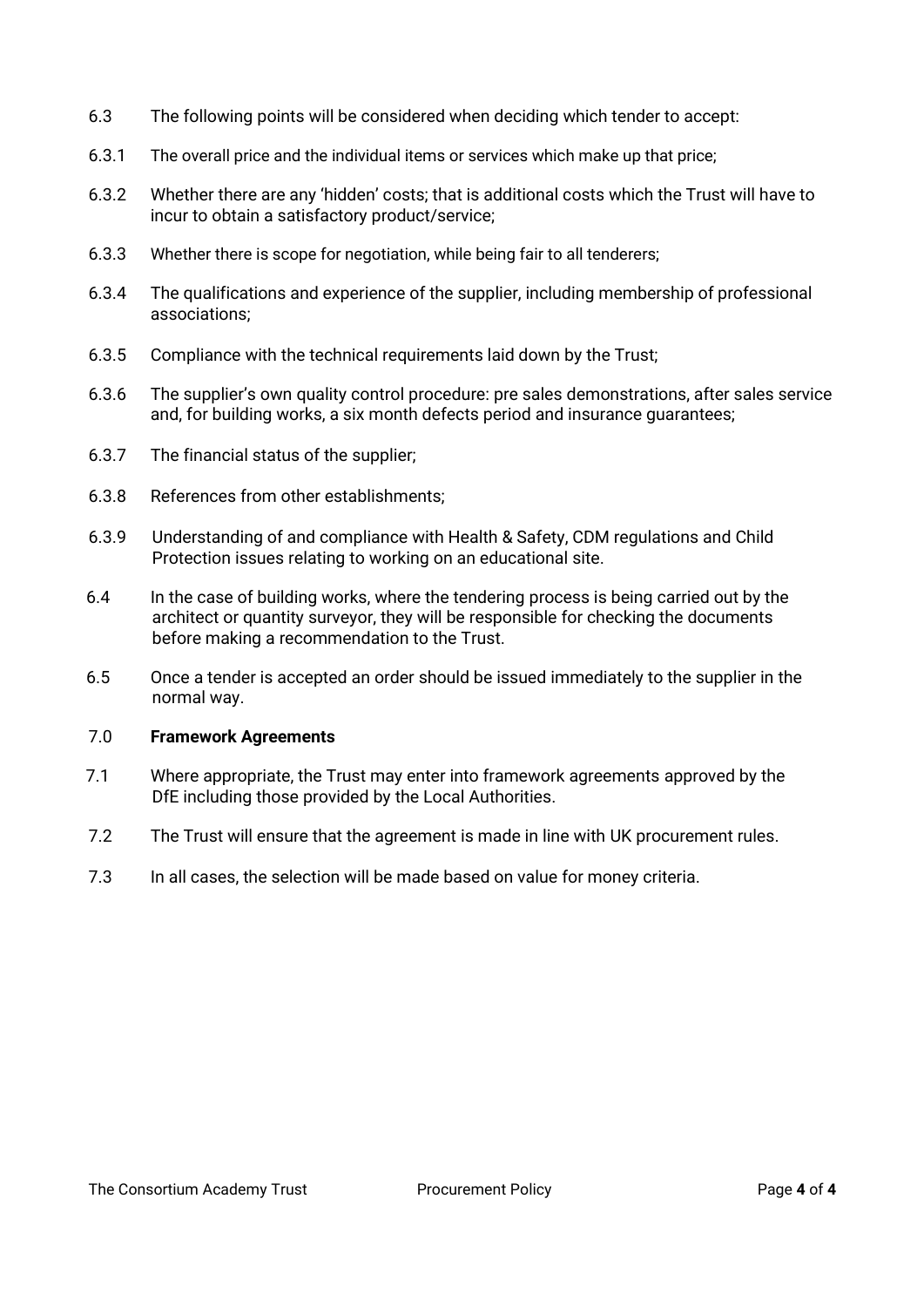6.3 The following points will be considered when deciding which tender to accept:

6.3.1 The overall price and the individual items or services which make up that price;

6.3.2 Whether there are any 'hidden' costs; that is additional costs which the Trust will have to incur to obtain a satisfactory product/service;

6.3.3 Whether there is scope for negotiation, while being fair to all tenderers;

6.3.4 The qualifications and experience of the supplier, including membership of professional associations;

6.3.5 Compliance with the technical requirements laid down by the Trust;

6.3.6 The supplier's own quality control procedure: pre sales demonstrations, after sales service and, for building works, a six month defects period and insurance guarantees;

6.3.7 The financial status of the supplier;

6.3.8 References from other establishments;

6.3.9 Understanding of and compliance with Health & Safety, CDM regulations and Child Protection issues relating to working on an educational site.

6.4 In the case of building works, where the tendering process is being carried out by the architect or quantity surveyor, they will be responsible for checking the documents before making a recommendation to the Trust.

6.5 Once a tender is accepted an order should be issued immediately to the supplier in the normal way.

## 7.0 **Framework Agreements**

7.1 Where appropriate, the Trust may enter into framework agreements approved by the DfE including those provided by the Local Authorities.

7.2 The Trust will ensure that the agreement is made in line with UK procurement rules.

7.3 In all cases, the selection will be made based on value for money criteria.